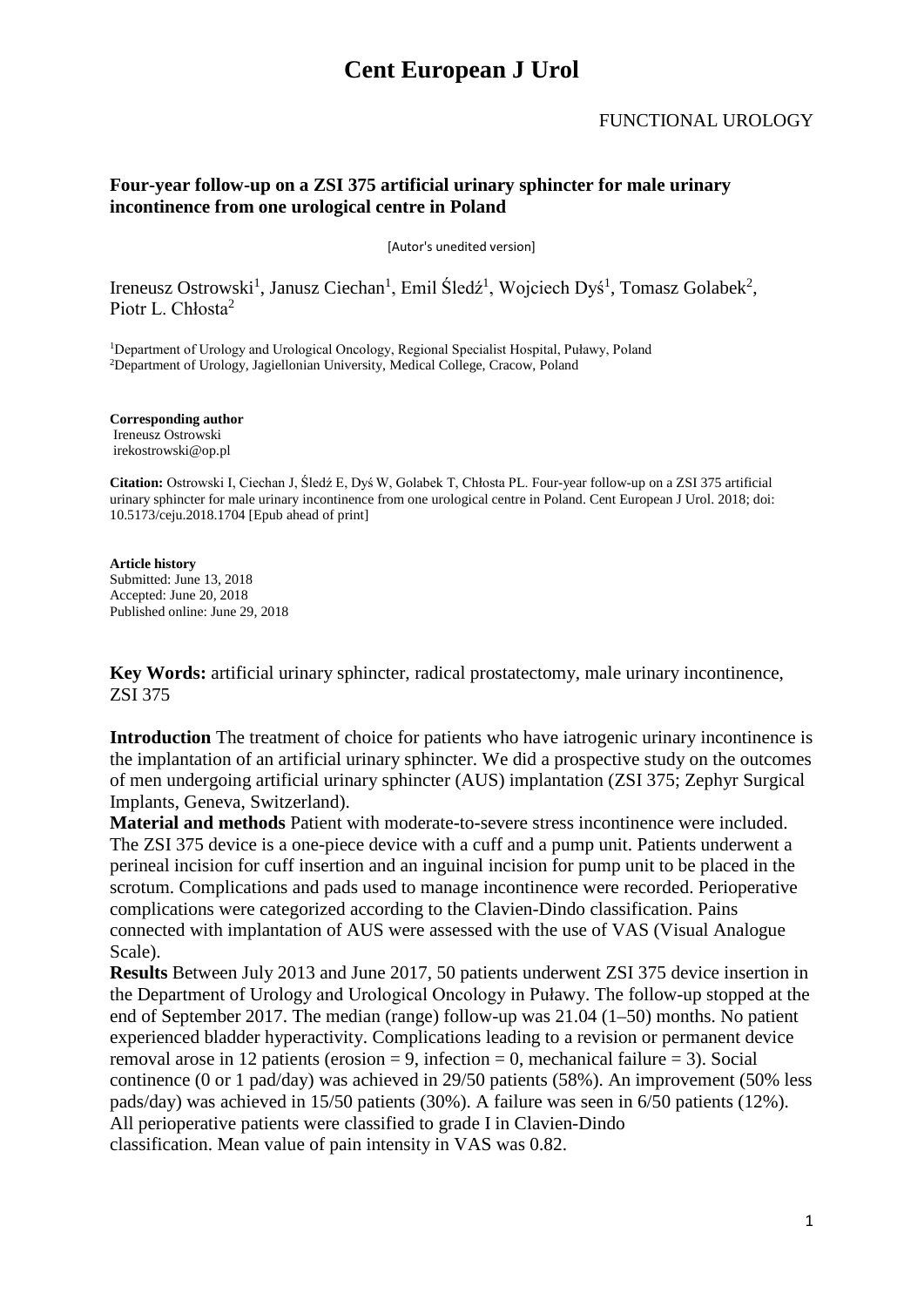# Cent European J Urol

FUNCTIONAL UROLOGY

## Four-year follow-up on a ZSI 375 artificial urinary sphincter for male urinary incontinence from one urological centre in Poland

[Autor's unedited version]

Ireneusz Ostrowski[1], Janusz Ciechan[1], Emil Śledź[1], Wojciech Dyś[1], Tomasz Golabek[2], Piotr L. Chłosta[2]

[1]Department of Urology and Urological Oncology, Regional Specialist Hospital, Puławy, Poland
[2]Department of Urology, Jagiellonian University, Medical College, Cracow, Poland

**Corresponding author**
Ireneusz Ostrowski
irekostrowski@op.pl

**Citation:** Ostrowski I, Ciechan J, Śledź E, Dyś W, Golabek T, Chłosta PL. Four-year follow-up on a ZSI 375 artificial urinary sphincter for male urinary incontinence from one urological centre in Poland. Cent European J Urol. 2018; doi: 10.5173/ceju.2018.1704 [Epub ahead of print]

**Article history**
Submitted: June 13, 2018
Accepted: June 20, 2018
Published online: June 29, 2018

**Key Words:** artificial urinary sphincter, radical prostatectomy, male urinary incontinence, ZSI 375

**Introduction** The treatment of choice for patients who have iatrogenic urinary incontinence is the implantation of an artificial urinary sphincter. We did a prospective study on the outcomes of men undergoing artificial urinary sphincter (AUS) implantation (ZSI 375; Zephyr Surgical Implants, Geneva, Switzerland).

**Material and methods** Patient with moderate-to-severe stress incontinence were included. The ZSI 375 device is a one-piece device with a cuff and a pump unit. Patients underwent a perineal incision for cuff insertion and an inguinal incision for pump unit to be placed in the scrotum. Complications and pads used to manage incontinence were recorded. Perioperative complications were categorized according to the Clavien-Dindo classification. Pains connected with implantation of AUS were assessed with the use of VAS (Visual Analogue Scale).

**Results** Between July 2013 and June 2017, 50 patients underwent ZSI 375 device insertion in the Department of Urology and Urological Oncology in Puławy. The follow-up stopped at the end of September 2017. The median (range) follow-up was 21.04 (1–50) months. No patient experienced bladder hyperactivity. Complications leading to a revision or permanent device removal arose in 12 patients (erosion = 9, infection = 0, mechanical failure = 3). Social continence (0 or 1 pad/day) was achieved in 29/50 patients (58%). An improvement (50% less pads/day) was achieved in 15/50 patients (30%). A failure was seen in 6/50 patients (12%). All perioperative patients were classified to grade I in Clavien-Dindo classification. Mean value of pain intensity in VAS was 0.82.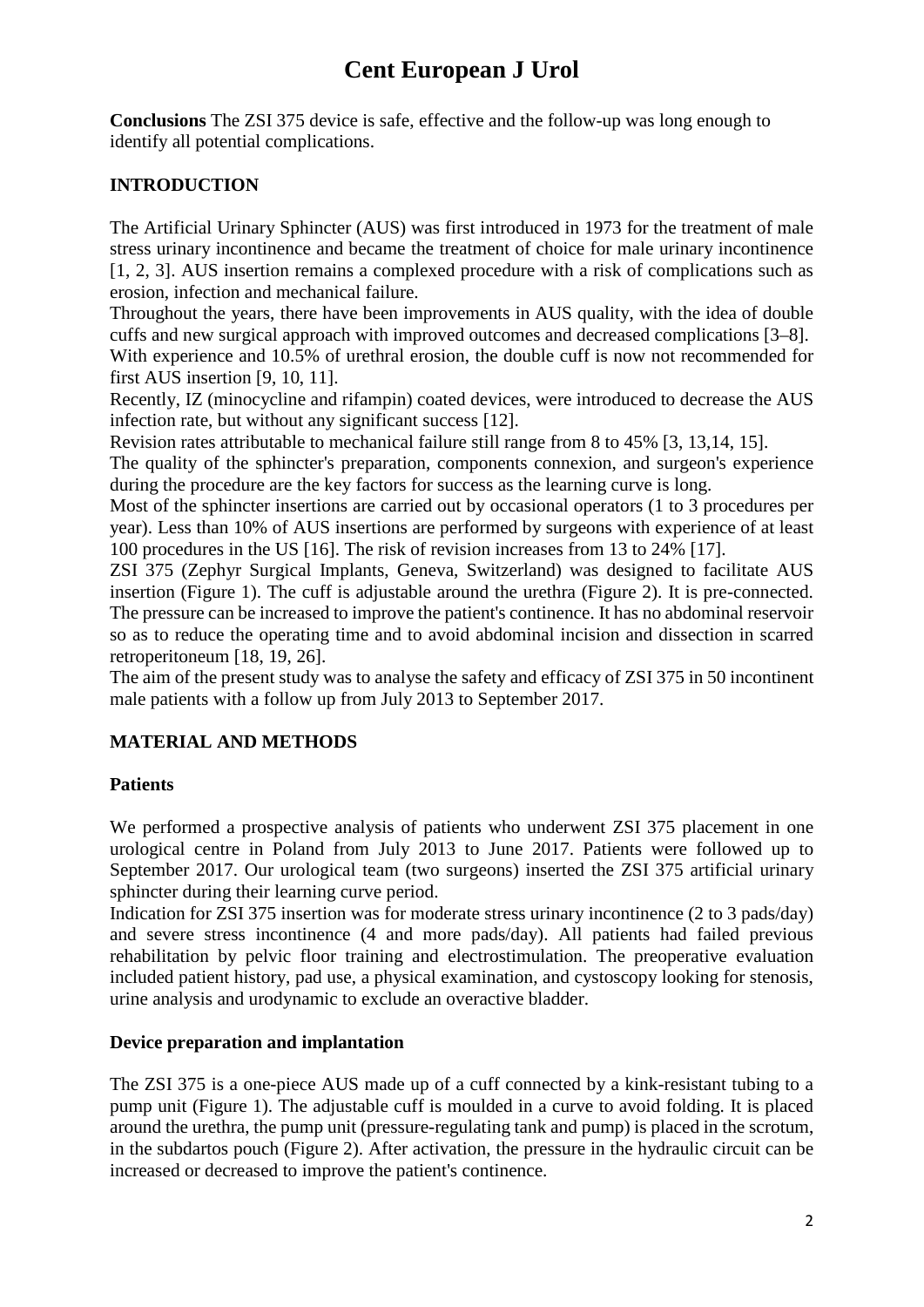**Conclusions** The ZSI 375 device is safe, effective and the follow-up was long enough to identify all potential complications.

## INTRODUCTION

The Artificial Urinary Sphincter (AUS) was first introduced in 1973 for the treatment of male stress urinary incontinence and became the treatment of choice for male urinary incontinence [1, 2, 3]. AUS insertion remains a complexed procedure with a risk of complications such as erosion, infection and mechanical failure.

Throughout the years, there have been improvements in AUS quality, with the idea of double cuffs and new surgical approach with improved outcomes and decreased complications [3–8].

With experience and 10.5% of urethral erosion, the double cuff is now not recommended for first AUS insertion [9, 10, 11].

Recently, IZ (minocycline and rifampin) coated devices, were introduced to decrease the AUS infection rate, but without any significant success [12].

Revision rates attributable to mechanical failure still range from 8 to 45% [3, 13,14, 15].

The quality of the sphincter's preparation, components connexion, and surgeon's experience during the procedure are the key factors for success as the learning curve is long.

Most of the sphincter insertions are carried out by occasional operators (1 to 3 procedures per year). Less than 10% of AUS insertions are performed by surgeons with experience of at least 100 procedures in the US [16]. The risk of revision increases from 13 to 24% [17].

ZSI 375 (Zephyr Surgical Implants, Geneva, Switzerland) was designed to facilitate AUS insertion (Figure 1). The cuff is adjustable around the urethra (Figure 2). It is pre-connected. The pressure can be increased to improve the patient's continence. It has no abdominal reservoir so as to reduce the operating time and to avoid abdominal incision and dissection in scarred retroperitoneum [18, 19, 26].

The aim of the present study was to analyse the safety and efficacy of ZSI 375 in 50 incontinent male patients with a follow up from July 2013 to September 2017.

## MATERIAL AND METHODS

### Patients

We performed a prospective analysis of patients who underwent ZSI 375 placement in one urological centre in Poland from July 2013 to June 2017. Patients were followed up to September 2017. Our urological team (two surgeons) inserted the ZSI 375 artificial urinary sphincter during their learning curve period.

Indication for ZSI 375 insertion was for moderate stress urinary incontinence (2 to 3 pads/day) and severe stress incontinence (4 and more pads/day). All patients had failed previous rehabilitation by pelvic floor training and electrostimulation. The preoperative evaluation included patient history, pad use, a physical examination, and cystoscopy looking for stenosis, urine analysis and urodynamic to exclude an overactive bladder.

### Device preparation and implantation

The ZSI 375 is a one-piece AUS made up of a cuff connected by a kink-resistant tubing to a pump unit (Figure 1). The adjustable cuff is moulded in a curve to avoid folding. It is placed around the urethra, the pump unit (pressure-regulating tank and pump) is placed in the scrotum, in the subdartos pouch (Figure 2). After activation, the pressure in the hydraulic circuit can be increased or decreased to improve the patient's continence.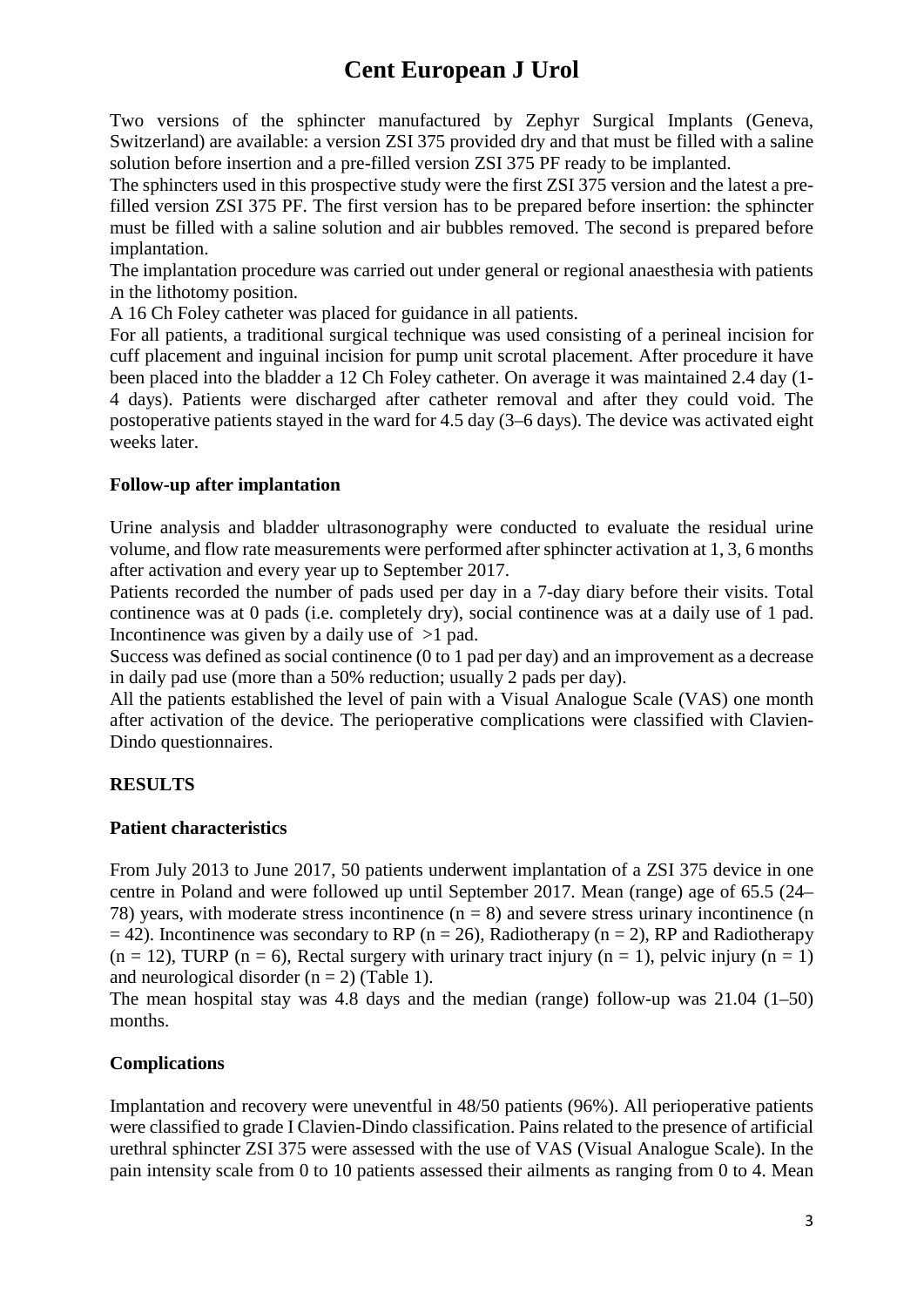Two versions of the sphincter manufactured by Zephyr Surgical Implants (Geneva, Switzerland) are available: a version ZSI 375 provided dry and that must be filled with a saline solution before insertion and a pre-filled version ZSI 375 PF ready to be implanted.

The sphincters used in this prospective study were the first ZSI 375 version and the latest a pre-filled version ZSI 375 PF. The first version has to be prepared before insertion: the sphincter must be filled with a saline solution and air bubbles removed. The second is prepared before implantation.

The implantation procedure was carried out under general or regional anaesthesia with patients in the lithotomy position.

A 16 Ch Foley catheter was placed for guidance in all patients.

For all patients, a traditional surgical technique was used consisting of a perineal incision for cuff placement and inguinal incision for pump unit scrotal placement. After procedure it have been placed into the bladder a 12 Ch Foley catheter. On average it was maintained 2.4 day (1-4 days). Patients were discharged after catheter removal and after they could void. The postoperative patients stayed in the ward for 4.5 day (3–6 days). The device was activated eight weeks later.

**Follow-up after implantation**

Urine analysis and bladder ultrasonography were conducted to evaluate the residual urine volume, and flow rate measurements were performed after sphincter activation at 1, 3, 6 months after activation and every year up to September 2017.

Patients recorded the number of pads used per day in a 7-day diary before their visits. Total continence was at 0 pads (i.e. completely dry), social continence was at a daily use of 1 pad. Incontinence was given by a daily use of >1 pad.

Success was defined as social continence (0 to 1 pad per day) and an improvement as a decrease in daily pad use (more than a 50% reduction; usually 2 pads per day).

All the patients established the level of pain with a Visual Analogue Scale (VAS) one month after activation of the device. The perioperative complications were classified with Clavien-Dindo questionnaires.

**RESULTS**

**Patient characteristics**

From July 2013 to June 2017, 50 patients underwent implantation of a ZSI 375 device in one centre in Poland and were followed up until September 2017. Mean (range) age of 65.5 (24–78) years, with moderate stress incontinence (n = 8) and severe stress urinary incontinence (n = 42). Incontinence was secondary to RP (n = 26), Radiotherapy (n = 2), RP and Radiotherapy (n = 12), TURP (n = 6), Rectal surgery with urinary tract injury (n = 1), pelvic injury (n = 1) and neurological disorder (n = 2) (Table 1).

The mean hospital stay was 4.8 days and the median (range) follow-up was 21.04 (1–50) months.

**Complications**

Implantation and recovery were uneventful in 48/50 patients (96%). All perioperative patients were classified to grade I Clavien-Dindo classification. Pains related to the presence of artificial urethral sphincter ZSI 375 were assessed with the use of VAS (Visual Analogue Scale). In the pain intensity scale from 0 to 10 patients assessed their ailments as ranging from 0 to 4. Mean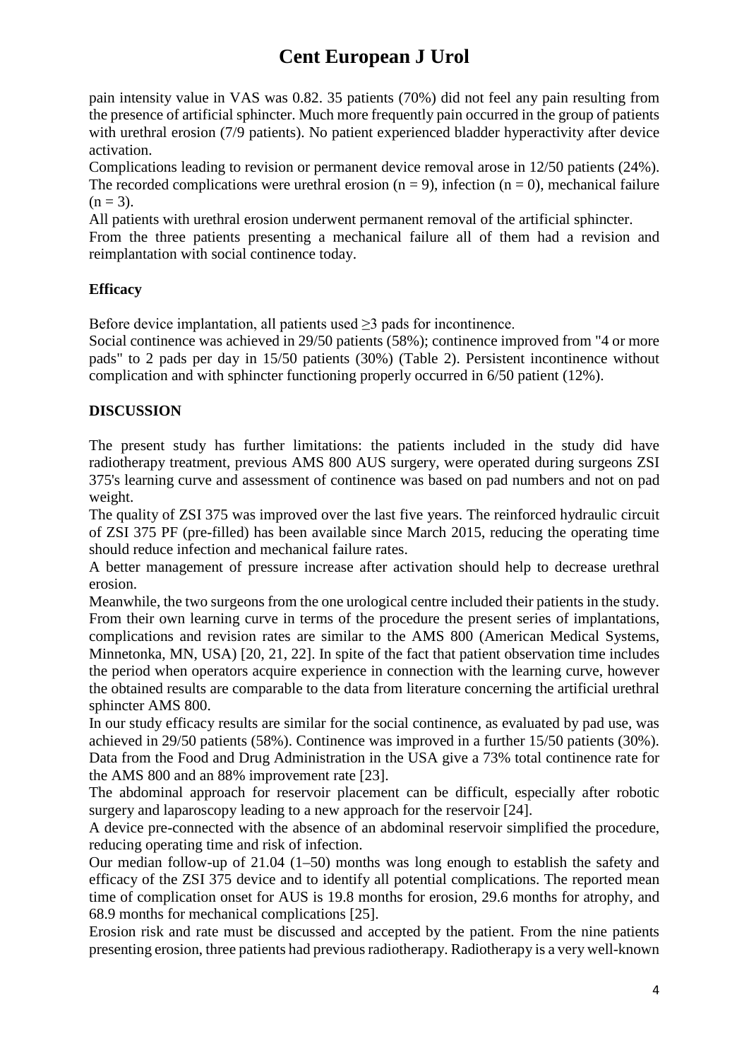pain intensity value in VAS was 0.82. 35 patients (70%) did not feel any pain resulting from the presence of artificial sphincter. Much more frequently pain occurred in the group of patients with urethral erosion (7/9 patients). No patient experienced bladder hyperactivity after device activation.

Complications leading to revision or permanent device removal arose in 12/50 patients (24%). The recorded complications were urethral erosion ($n = 9$), infection ($n = 0$), mechanical failure ($n = 3$).

All patients with urethral erosion underwent permanent removal of the artificial sphincter.

From the three patients presenting a mechanical failure all of them had a revision and reimplantation with social continence today.

### Efficacy

Before device implantation, all patients used ≥3 pads for incontinence.

Social continence was achieved in 29/50 patients (58%); continence improved from "4 or more pads" to 2 pads per day in 15/50 patients (30%) (Table 2). Persistent incontinence without complication and with sphincter functioning properly occurred in 6/50 patient (12%).

## DISCUSSION

The present study has further limitations: the patients included in the study did have radiotherapy treatment, previous AMS 800 AUS surgery, were operated during surgeons ZSI 375's learning curve and assessment of continence was based on pad numbers and not on pad weight.

The quality of ZSI 375 was improved over the last five years. The reinforced hydraulic circuit of ZSI 375 PF (pre-filled) has been available since March 2015, reducing the operating time should reduce infection and mechanical failure rates.

A better management of pressure increase after activation should help to decrease urethral erosion.

Meanwhile, the two surgeons from the one urological centre included their patients in the study. From their own learning curve in terms of the procedure the present series of implantations, complications and revision rates are similar to the AMS 800 (American Medical Systems, Minnetonka, MN, USA) [20, 21, 22]. In spite of the fact that patient observation time includes the period when operators acquire experience in connection with the learning curve, however the obtained results are comparable to the data from literature concerning the artificial urethral sphincter AMS 800.

In our study efficacy results are similar for the social continence, as evaluated by pad use, was achieved in 29/50 patients (58%). Continence was improved in a further 15/50 patients (30%). Data from the Food and Drug Administration in the USA give a 73% total continence rate for the AMS 800 and an 88% improvement rate [23].

The abdominal approach for reservoir placement can be difficult, especially after robotic surgery and laparoscopy leading to a new approach for the reservoir [24].

A device pre-connected with the absence of an abdominal reservoir simplified the procedure, reducing operating time and risk of infection.

Our median follow-up of 21.04 (1–50) months was long enough to establish the safety and efficacy of the ZSI 375 device and to identify all potential complications. The reported mean time of complication onset for AUS is 19.8 months for erosion, 29.6 months for atrophy, and 68.9 months for mechanical complications [25].

Erosion risk and rate must be discussed and accepted by the patient. From the nine patients presenting erosion, three patients had previous radiotherapy. Radiotherapy is a very well-known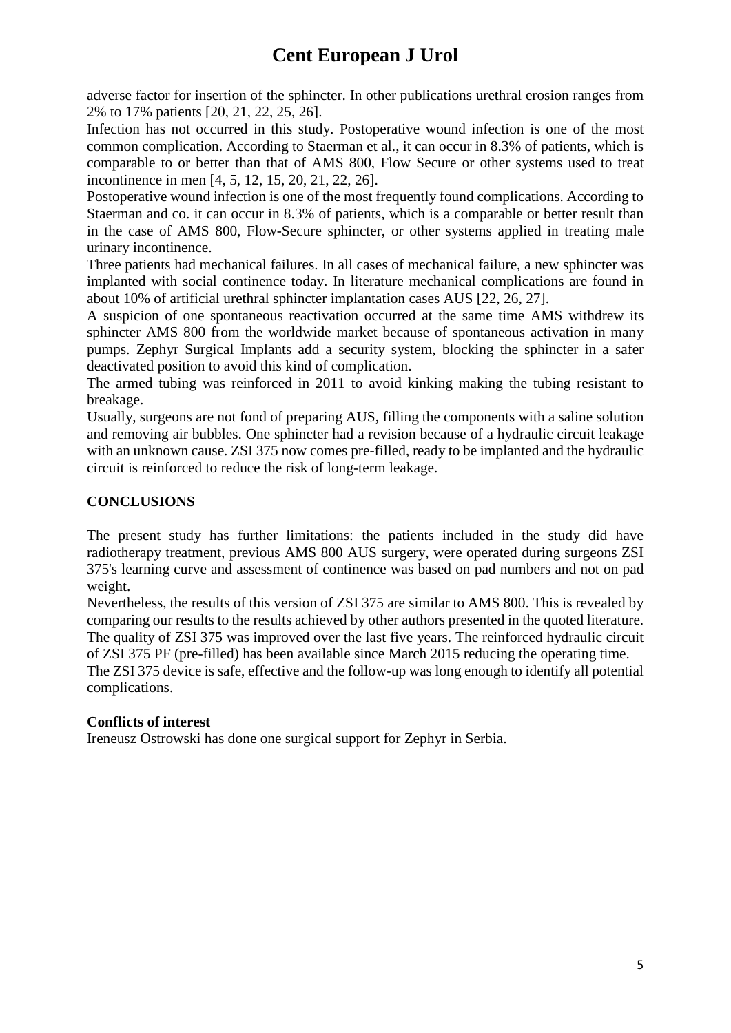adverse factor for insertion of the sphincter. In other publications urethral erosion ranges from 2% to 17% patients [20, 21, 22, 25, 26].

Infection has not occurred in this study. Postoperative wound infection is one of the most common complication. According to Staerman et al., it can occur in 8.3% of patients, which is comparable to or better than that of AMS 800, Flow Secure or other systems used to treat incontinence in men [4, 5, 12, 15, 20, 21, 22, 26].

Postoperative wound infection is one of the most frequently found complications. According to Staerman and co. it can occur in 8.3% of patients, which is a comparable or better result than in the case of AMS 800, Flow-Secure sphincter, or other systems applied in treating male urinary incontinence.

Three patients had mechanical failures. In all cases of mechanical failure, a new sphincter was implanted with social continence today. In literature mechanical complications are found in about 10% of artificial urethral sphincter implantation cases AUS [22, 26, 27].

A suspicion of one spontaneous reactivation occurred at the same time AMS withdrew its sphincter AMS 800 from the worldwide market because of spontaneous activation in many pumps. Zephyr Surgical Implants add a security system, blocking the sphincter in a safer deactivated position to avoid this kind of complication.

The armed tubing was reinforced in 2011 to avoid kinking making the tubing resistant to breakage.

Usually, surgeons are not fond of preparing AUS, filling the components with a saline solution and removing air bubbles. One sphincter had a revision because of a hydraulic circuit leakage with an unknown cause. ZSI 375 now comes pre-filled, ready to be implanted and the hydraulic circuit is reinforced to reduce the risk of long-term leakage.

## CONCLUSIONS

The present study has further limitations: the patients included in the study did have radiotherapy treatment, previous AMS 800 AUS surgery, were operated during surgeons ZSI 375's learning curve and assessment of continence was based on pad numbers and not on pad weight.

Nevertheless, the results of this version of ZSI 375 are similar to AMS 800. This is revealed by comparing our results to the results achieved by other authors presented in the quoted literature. The quality of ZSI 375 was improved over the last five years. The reinforced hydraulic circuit of ZSI 375 PF (pre-filled) has been available since March 2015 reducing the operating time.

The ZSI 375 device is safe, effective and the follow-up was long enough to identify all potential complications.

### Conflicts of interest

Ireneusz Ostrowski has done one surgical support for Zephyr in Serbia.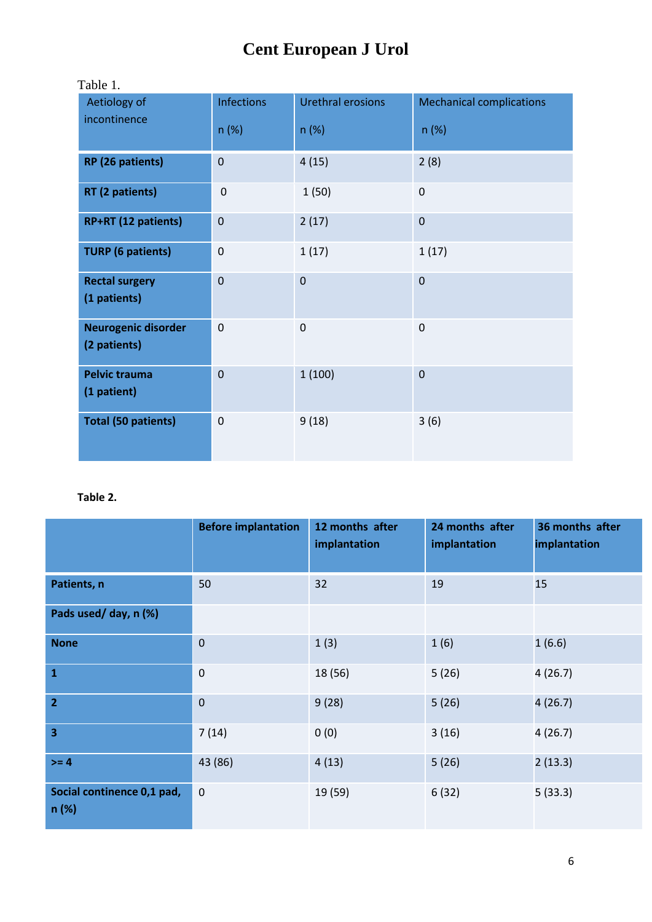Table 1.

| Aetiology of incontinence | Infections n (%) | Urethral erosions n (%) | Mechanical complications n (%) |
|---|---|---|---|
| **RP (26 patients)** | 0 | 4 (15) | 2 (8) |
| **RT (2 patients)** | 0 | 1 (50) | 0 |
| **RP+RT (12 patients)** | 0 | 2 (17) | 0 |
| **TURP (6 patients)** | 0 | 1 (17) | 1 (17) |
| **Rectal surgery (1 patients)** | 0 | 0 | 0 |
| **Neurogenic disorder (2 patients)** | 0 | 0 | 0 |
| **Pelvic trauma (1 patient)** | 0 | 1 (100) | 0 |
| **Total (50 patients)** | 0 | 9 (18) | 3 (6) |

**Table 2.**

| | **Before implantation** | **12 months after implantation** | **24 months after implantation** | **36 months after implantation** |
|---|---|---|---|---|
| **Patients, n** | 50 | 32 | 19 | 15 |
| **Pads used/ day, n (%)** | | | | |
| **None** | 0 | 1 (3) | 1 (6) | 1 (6.6) |
| **1** | 0 | 18 (56) | 5 (26) | 4 (26.7) |
| **2** | 0 | 9 (28) | 5 (26) | 4 (26.7) |
| **3** | 7 (14) | 0 (0) | 3 (16) | 4 (26.7) |
| **>= 4** | 43 (86) | 4 (13) | 5 (26) | 2 (13.3) |
| **Social continence 0,1 pad, n (%)** | 0 | 19 (59) | 6 (32) | 5 (33.3) |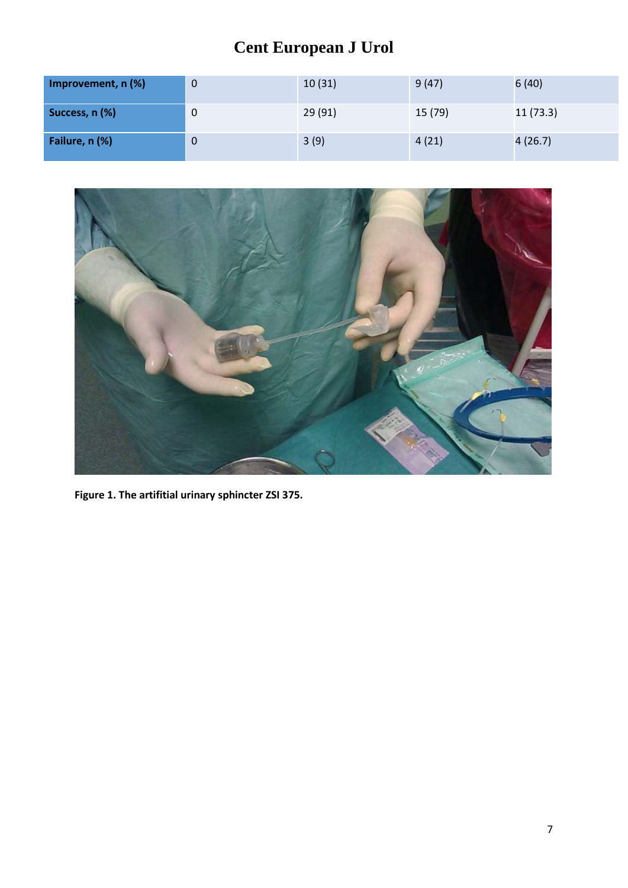| Improvement, n (%) | 0 | 10 (31) | 9 (47) | 6 (40) |
|---|---|---|---|---|
| Success, n (%) | 0 | 29 (91) | 15 (79) | 11 (73.3) |
| Failure, n (%) | 0 | 3 (9) | 4 (21) | 4 (26.7) |

**Figure 1. The artifitial urinary sphincter ZSI 375.**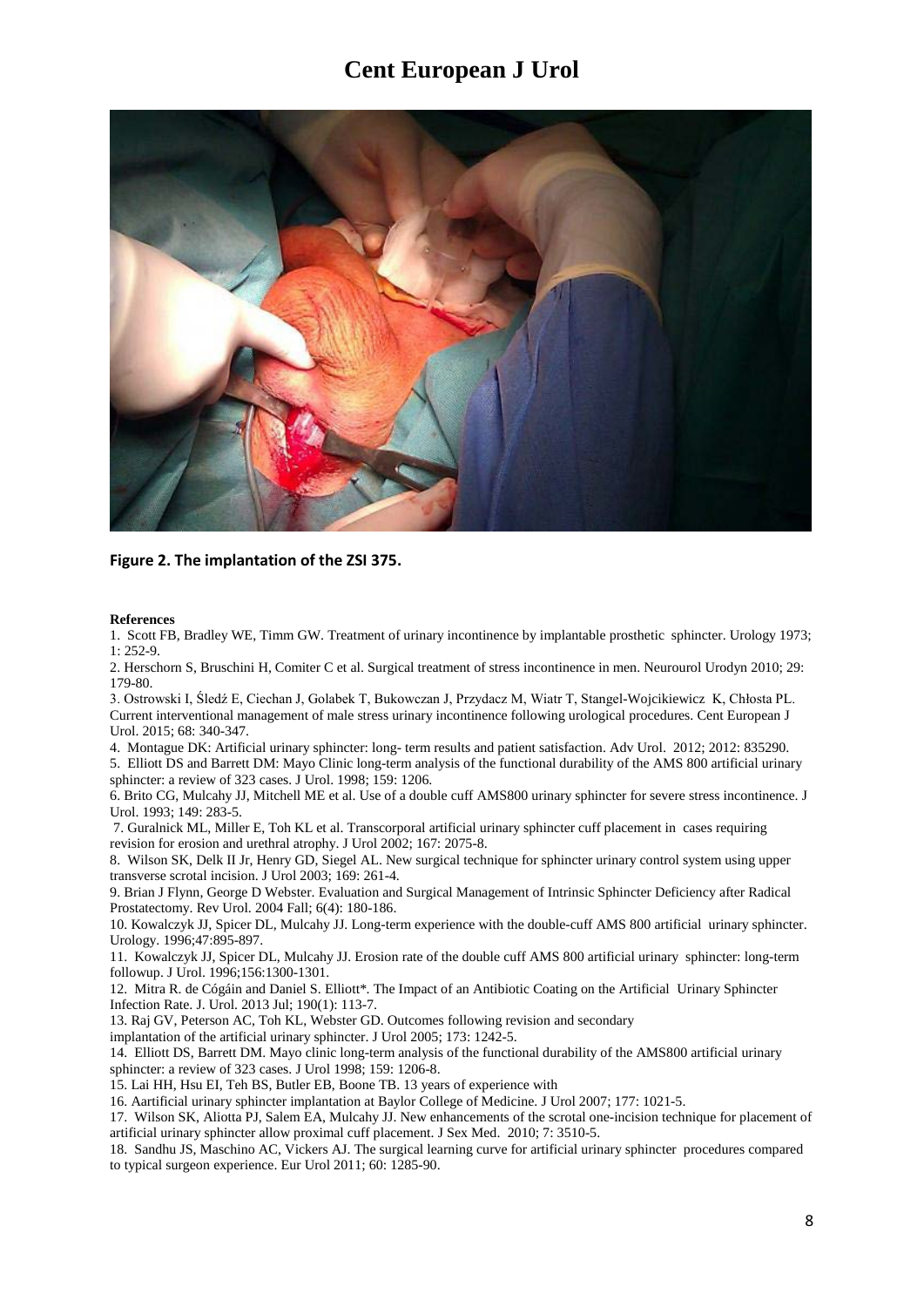**Figure 2. The implantation of the ZSI 375.**

**References**

1. Scott FB, Bradley WE, Timm GW. Treatment of urinary incontinence by implantable prosthetic sphincter. Urology 1973; 1: 252-9.
2. Herschorn S, Bruschini H, Comiter C et al. Surgical treatment of stress incontinence in men. Neurourol Urodyn 2010; 29: 179-80.
3. Ostrowski I, Śledź E, Ciechan J, Golabek T, Bukowczan J, Przydacz M, Wiatr T, Stangel-Wojcikiewicz K, Chłosta PL. Current interventional management of male stress urinary incontinence following urological procedures. Cent European J Urol. 2015; 68: 340-347.
4. Montague DK: Artificial urinary sphincter: long- term results and patient satisfaction. Adv Urol. 2012; 2012: 835290.
5. Elliott DS and Barrett DM: Mayo Clinic long-term analysis of the functional durability of the AMS 800 artificial urinary sphincter: a review of 323 cases. J Urol. 1998; 159: 1206.
6. Brito CG, Mulcahy JJ, Mitchell ME et al. Use of a double cuff AMS800 urinary sphincter for severe stress incontinence. J Urol. 1993; 149: 283-5.
7. Guralnick ML, Miller E, Toh KL et al. Transcorporal artificial urinary sphincter cuff placement in cases requiring revision for erosion and urethral atrophy. J Urol 2002; 167: 2075-8.
8. Wilson SK, Delk II Jr, Henry GD, Siegel AL. New surgical technique for sphincter urinary control system using upper transverse scrotal incision. J Urol 2003; 169: 261-4.
9. Brian J Flynn, George D Webster. Evaluation and Surgical Management of Intrinsic Sphincter Deficiency after Radical Prostatectomy. Rev Urol. 2004 Fall; 6(4): 180-186.
10. Kowalczyk JJ, Spicer DL, Mulcahy JJ. Long-term experience with the double-cuff AMS 800 artificial urinary sphincter. Urology. 1996;47:895-897.
11. Kowalczyk JJ, Spicer DL, Mulcahy JJ. Erosion rate of the double cuff AMS 800 artificial urinary sphincter: long-term followup. J Urol. 1996;156:1300-1301.
12. Mitra R. de Cógáin and Daniel S. Elliott*. The Impact of an Antibiotic Coating on the Artificial Urinary Sphincter Infection Rate. J. Urol. 2013 Jul; 190(1): 113-7.
13. Raj GV, Peterson AC, Toh KL, Webster GD. Outcomes following revision and secondary implantation of the artificial urinary sphincter. J Urol 2005; 173: 1242-5.
14. Elliott DS, Barrett DM. Mayo clinic long-term analysis of the functional durability of the AMS800 artificial urinary sphincter: a review of 323 cases. J Urol 1998; 159: 1206-8.
15. Lai HH, Hsu EI, Teh BS, Butler EB, Boone TB. 13 years of experience with
16. Aartificial urinary sphincter implantation at Baylor College of Medicine. J Urol 2007; 177: 1021-5.
17. Wilson SK, Aliotta PJ, Salem EA, Mulcahy JJ. New enhancements of the scrotal one-incision technique for placement of artificial urinary sphincter allow proximal cuff placement. J Sex Med. 2010; 7: 3510-5.
18. Sandhu JS, Maschino AC, Vickers AJ. The surgical learning curve for artificial urinary sphincter procedures compared to typical surgeon experience. Eur Urol 2011; 60: 1285-90.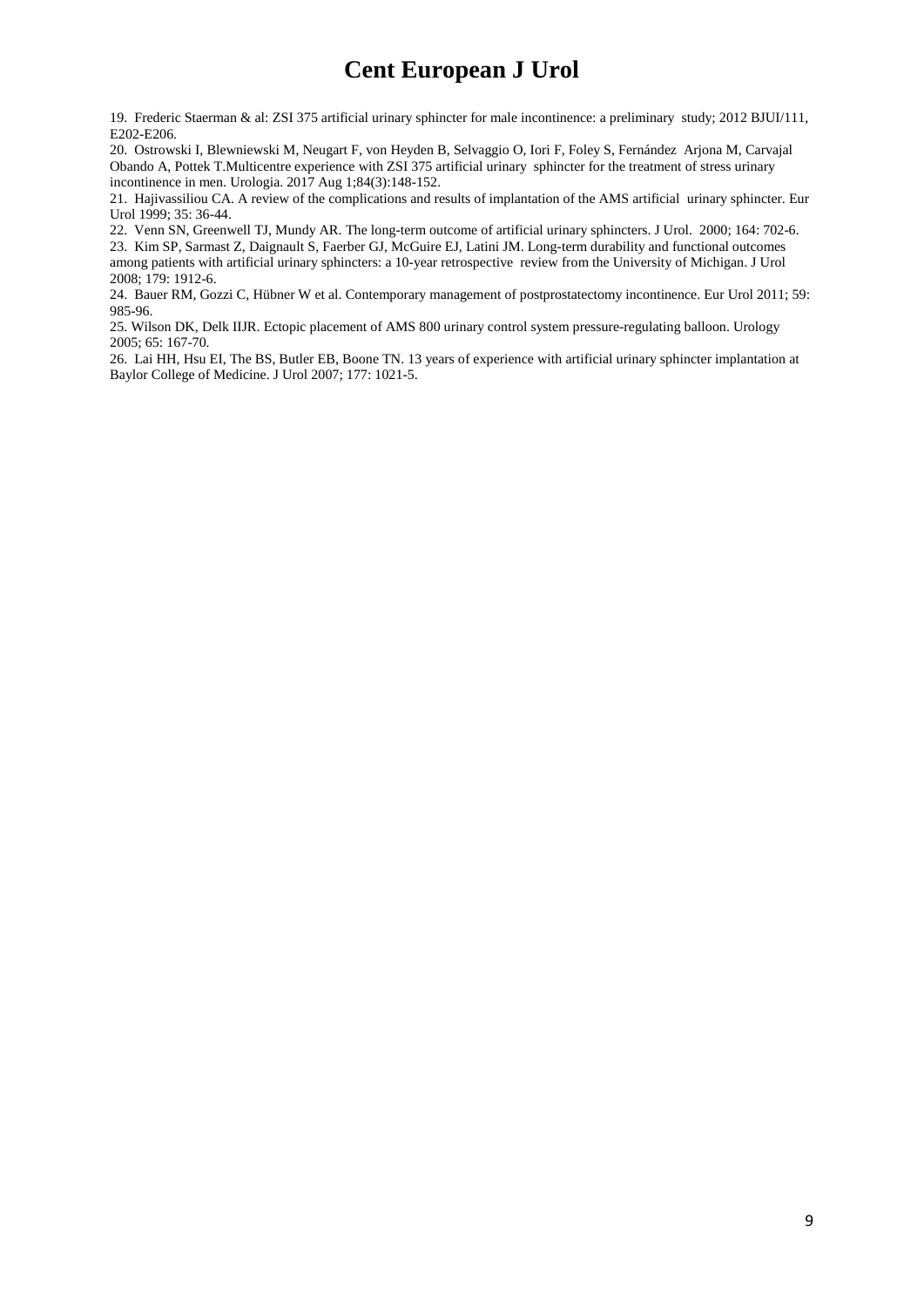19. Frederic Staerman & al: ZSI 375 artificial urinary sphincter for male incontinence: a preliminary study; 2012 BJUI/111, E202-E206.

20. Ostrowski I, Blewniewski M, Neugart F, von Heyden B, Selvaggio O, Iori F, Foley S, Fernández Arjona M, Carvajal Obando A, Pottek T.Multicentre experience with ZSI 375 artificial urinary sphincter for the treatment of stress urinary incontinence in men. Urologia. 2017 Aug 1;84(3):148-152.

21. Hajivassiliou CA. A review of the complications and results of implantation of the AMS artificial urinary sphincter. Eur Urol 1999; 35: 36-44.

22. Venn SN, Greenwell TJ, Mundy AR. The long-term outcome of artificial urinary sphincters. J Urol. 2000; 164: 702-6.

23. Kim SP, Sarmast Z, Daignault S, Faerber GJ, McGuire EJ, Latini JM. Long-term durability and functional outcomes among patients with artificial urinary sphincters: a 10-year retrospective review from the University of Michigan. J Urol 2008; 179: 1912-6.

24. Bauer RM, Gozzi C, Hübner W et al. Contemporary management of postprostatectomy incontinence. Eur Urol 2011; 59: 985-96.

25. Wilson DK, Delk IIJR. Ectopic placement of AMS 800 urinary control system pressure-regulating balloon. Urology 2005; 65: 167-70.

26. Lai HH, Hsu EI, The BS, Butler EB, Boone TN. 13 years of experience with artificial urinary sphincter implantation at Baylor College of Medicine. J Urol 2007; 177: 1021-5.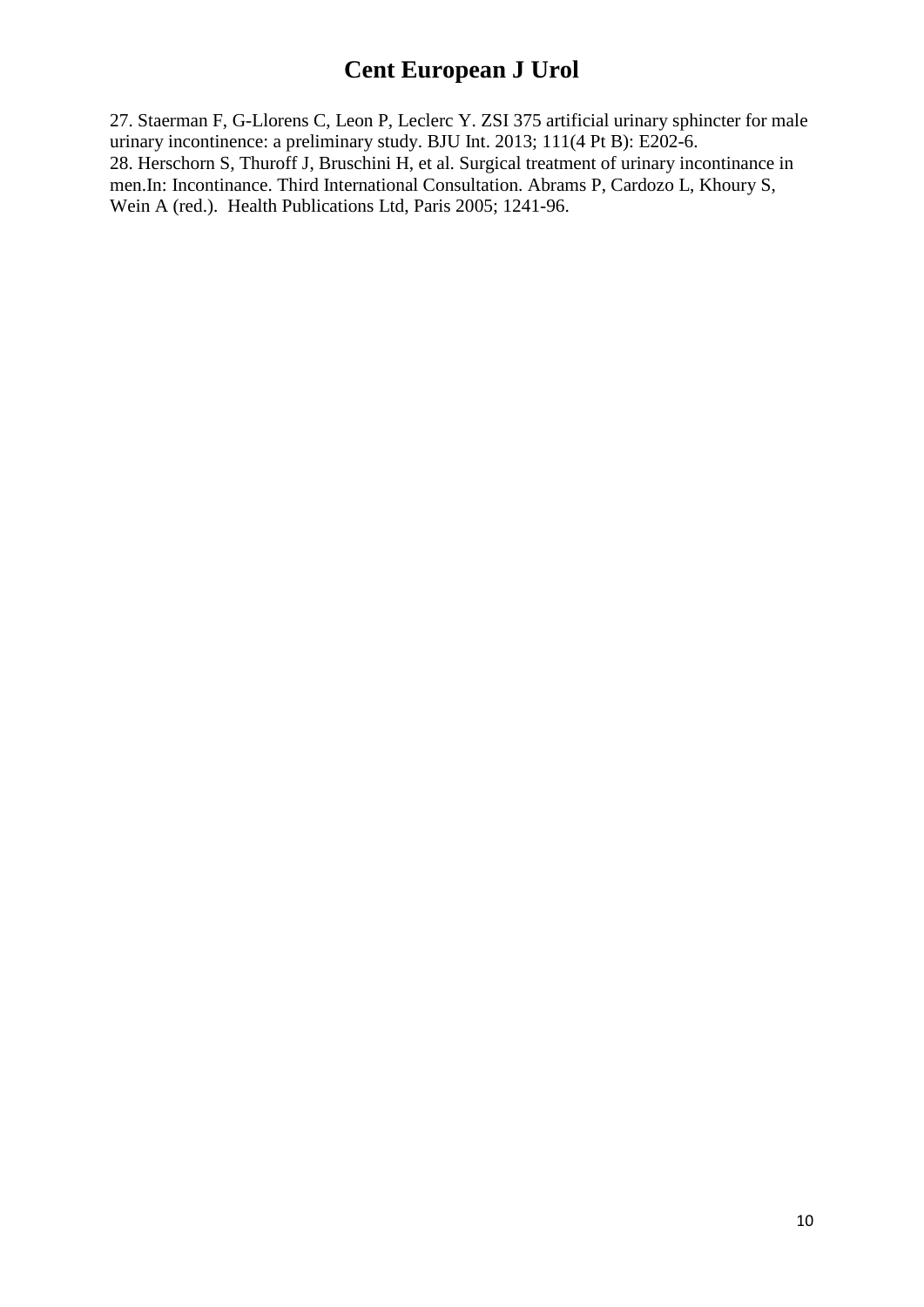27. Staerman F, G-Llorens C, Leon P, Leclerc Y. ZSI 375 artificial urinary sphincter for male urinary incontinence: a preliminary study. BJU Int. 2013; 111(4 Pt B): E202-6.

28. Herschorn S, Thuroff J, Bruschini H, et al. Surgical treatment of urinary incontinance in men.In: Incontinance. Third International Consultation. Abrams P, Cardozo L, Khoury S, Wein A (red.). Health Publications Ltd, Paris 2005; 1241-96.